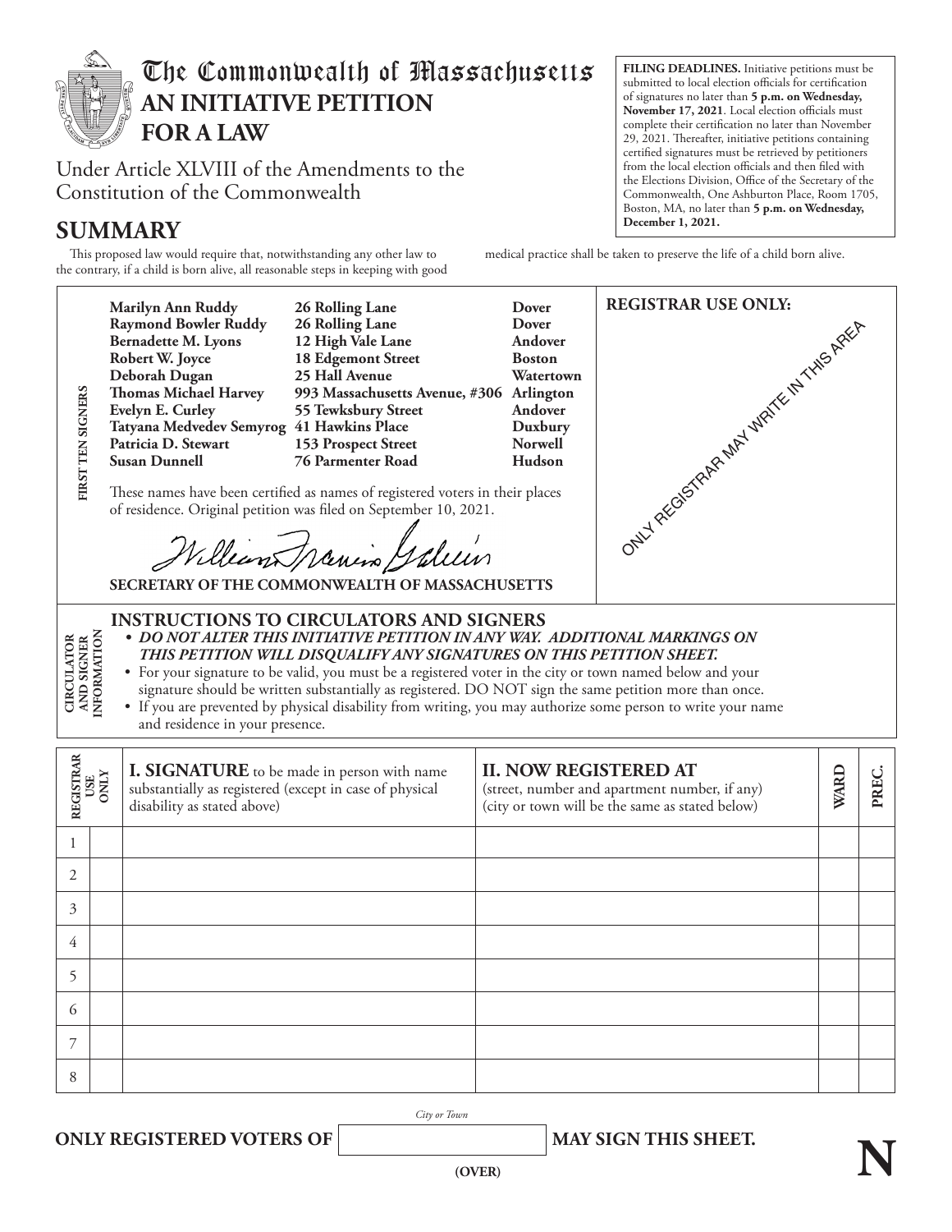# The Commonwealth of Massachusetts

## AN INITIATIVE PETITION FOR A LAW

Under Article XLVIII of the Amendments to the Constitution of the Commonwealth

**FILING DEADLINES.** Initiative petitions must be submitted to local election officials for certification of signatures no later than **5 p.m. on Wednesday, November 17, 2021**. Local election officials must complete their certification no later than November 29, 2021. Thereafter, initiative petitions containing certified signatures must be retrieved by petitioners from the local election officials and then filed with the Elections Division, Office of the Secretary of the Commonwealth, One Ashburton Place, Room 1705, Boston, MA, no later than **5 p.m. on Wednesday, December 1, 2021.**

## SUMMARY

This proposed law would require that, notwithstanding any other law to the contrary, if a child is born alive, all reasonable steps in keeping with good medical practice shall be taken to preserve the life of a child born alive.

**FIRST TEN SIGNERS**

| Name | Address | City/Town |
|---|---|---|
| **Marilyn Ann Ruddy** | **26 Rolling Lane** | **Dover** |
| **Raymond Bowler Ruddy** | **26 Rolling Lane** | **Dover** |
| **Bernadette M. Lyons** | **12 High Vale Lane** | **Andover** |
| **Robert W. Joyce** | **18 Edgemont Street** | **Boston** |
| **Deborah Dugan** | **25 Hall Avenue** | **Watertown** |
| **Thomas Michael Harvey** | **993 Massachusetts Avenue, #306** | **Arlington** |
| **Evelyn E. Curley** | **55 Tewksbury Street** | **Andover** |
| **Tatyana Medvedev Semyrog** | **41 Hawkins Place** | **Duxbury** |
| **Patricia D. Stewart** | **153 Prospect Street** | **Norwell** |
| **Susan Dunnell** | **76 Parmenter Road** | **Hudson** |

These names have been certified as names of registered voters in their places of residence. Original petition was filed on September 10, 2021.

William Francis Galvin

**SECRETARY OF THE COMMONWEALTH OF MASSACHUSETTS**

**REGISTRAR USE ONLY:**

ONLY REGISTRAR MAY WRITE IN THIS AREA

**CIRCULATOR AND SIGNER INFORMATION**

### INSTRUCTIONS TO CIRCULATORS AND SIGNERS

- ***DO NOT ALTER THIS INITIATIVE PETITION IN ANY WAY. ADDITIONAL MARKINGS ON THIS PETITION WILL DISQUALIFY ANY SIGNATURES ON THIS PETITION SHEET.***
- For your signature to be valid, you must be a registered voter in the city or town named below and your signature should be written substantially as registered. DO NOT sign the same petition more than once.
- If you are prevented by physical disability from writing, you may authorize some person to write your name and residence in your presence.

| | REGISTRAR USE ONLY | **I. SIGNATURE** to be made in person with name substantially as registered (except in case of physical disability as stated above) | **II. NOW REGISTERED AT** (street, number and apartment number, if any) (city or town will be the same as stated below) | WARD | PREC. |
|---|---|---|---|---|---|
| 1 | | | | | |
| 2 | | | | | |
| 3 | | | | | |
| 4 | | | | | |
| 5 | | | | | |
| 6 | | | | | |
| 7 | | | | | |
| 8 | | | | | |

**ONLY REGISTERED VOTERS OF** ________ (City or Town) **MAY SIGN THIS SHEET.**

**(OVER)**

**N**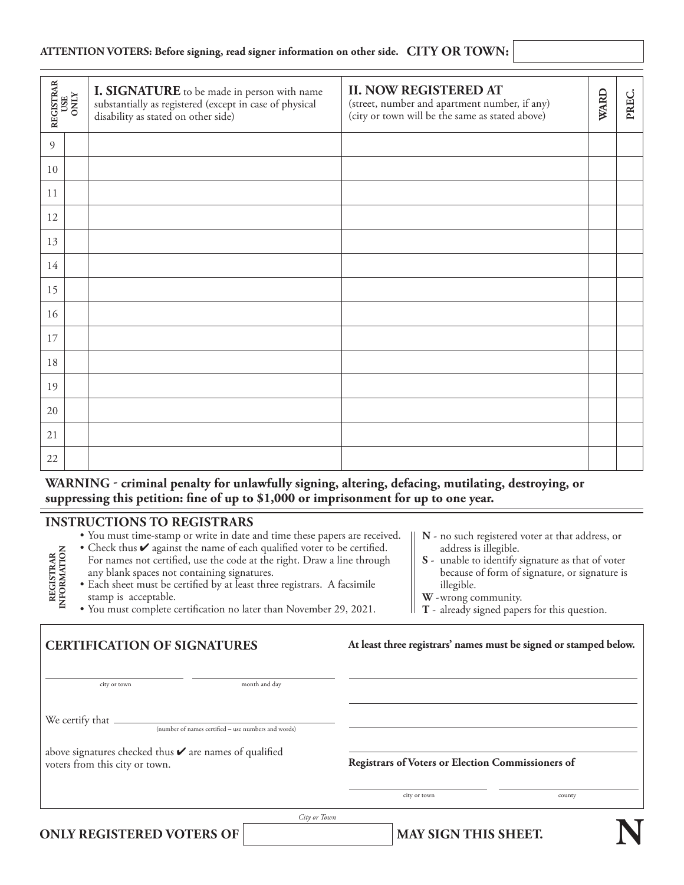**ATTENTION VOTERS: Before signing, read signer information on other side.** **CITY OR TOWN:** 

| REGISTRAR USE ONLY | | **I. SIGNATURE** to be made in person with name substantially as registered (except in case of physical disability as stated on other side) | **II. NOW REGISTERED AT** (street, number and apartment number, if any) (city or town will be the same as stated above) | **WARD** | **PREC.** |
|---|---|---|---|---|---|
| 9 | | | | | |
| 10 | | | | | |
| 11 | | | | | |
| 12 | | | | | |
| 13 | | | | | |
| 14 | | | | | |
| 15 | | | | | |
| 16 | | | | | |
| 17 | | | | | |
| 18 | | | | | |
| 19 | | | | | |
| 20 | | | | | |
| 21 | | | | | |
| 22 | | | | | |

**WARNING - criminal penalty for unlawfully signing, altering, defacing, mutilating, destroying, or suppressing this petition: fine of up to $1,000 or imprisonment for up to one year.**

## INSTRUCTIONS TO REGISTRARS

REGISTRAR INFORMATION

- You must time-stamp or write in date and time these papers are received.
- Check thus ✔ against the name of each qualified voter to be certified. For names not certified, use the code at the right. Draw a line through any blank spaces not containing signatures.
- Each sheet must be certified by at least three registrars. A facsimile stamp is acceptable.
- You must complete certification no later than November 29, 2021.

**N** - no such registered voter at that address, or address is illegible.
**S** - unable to identify signature as that of voter because of form of signature, or signature is illegible.
**W** - wrong community.
**T** - already signed papers for this question.

## CERTIFICATION OF SIGNATURES

**At least three registrars' names must be signed or stamped below.**

city or town ____________ month and day ____________

We certify that ____________ (number of names certified – use numbers and words)

above signatures checked thus ✔ are names of qualified voters from this city or town.

**Registrars of Voters or Election Commissioners of**

city or town ____________ county ____________

**ONLY REGISTERED VOTERS OF** ____________ *(City or Town)* **MAY SIGN THIS SHEET.**

**N**